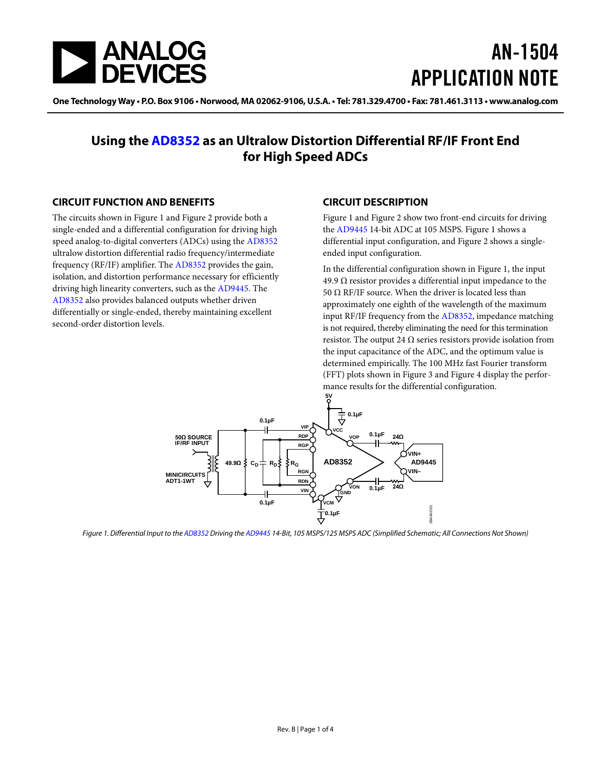# AN-1504 APPLICATION NOTE

One Technology Way • P.O. Box 9106 • Norwood, MA 02062-9106, U.S.A. • Tel: 781.329.4700 • Fax: 781.461.3113 • www.analog.com

## Using the AD8352 as an Ultralow Distortion Differential RF/IF Front End for High Speed ADCs

### CIRCUIT FUNCTION AND BENEFITS

The circuits shown in Figure 1 and Figure 2 provide both a single-ended and a differential configuration for driving high speed analog-to-digital converters (ADCs) using the AD8352 ultralow distortion differential radio frequency/intermediate frequency (RF/IF) amplifier. The AD8352 provides the gain, isolation, and distortion performance necessary for efficiently driving high linearity converters, such as the AD9445. The AD8352 also provides balanced outputs whether driven differentially or single-ended, thereby maintaining excellent second-order distortion levels.

### CIRCUIT DESCRIPTION

Figure 1 and Figure 2 show two front-end circuits for driving the AD9445 14-bit ADC at 105 MSPS. Figure 1 shows a differential input configuration, and Figure 2 shows a single-ended input configuration.

In the differential configuration shown in Figure 1, the input 49.9 Ω resistor provides a differential input impedance to the 50 Ω RF/IF source. When the driver is located less than approximately one eighth of the wavelength of the maximum input RF/IF frequency from the AD8352, impedance matching is not required, thereby eliminating the need for this termination resistor. The output 24 Ω series resistors provide isolation from the input capacitance of the ADC, and the optimum value is determined empirically. The 100 MHz fast Fourier transform (FFT) plots shown in Figure 3 and Figure 4 display the performance results for the differential configuration.

*Figure 1. Differential Input to the AD8352 Driving the AD9445 14-Bit, 105 MSPS/125 MSPS ADC (Simplified Schematic; All Connections Not Shown)*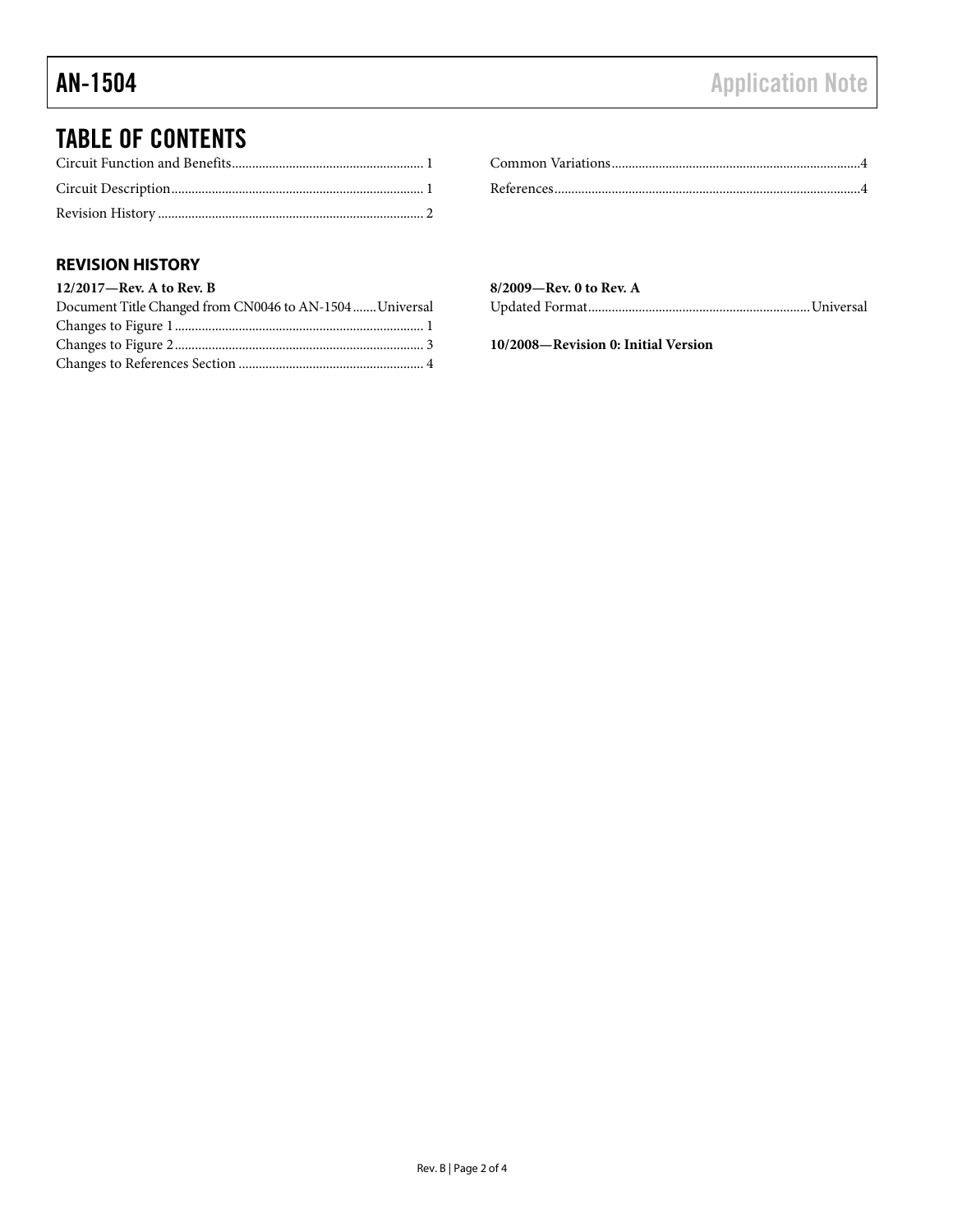# TABLE OF CONTENTS

Circuit Function and Benefits ........................................................ 1

Circuit Description.......................................................................... 1

Revision History .............................................................................. 2

Common Variations.........................................................................4

References..........................................................................................4

## REVISION HISTORY

**12/2017—Rev. A to Rev. B**

Document Title Changed from CN0046 to AN-1504 .......Universal

Changes to Figure 1.......................................................................... 1

Changes to Figure 2.......................................................................... 3

Changes to References Section ....................................................... 4

**8/2009—Rev. 0 to Rev. A**

Updated Format.................................................................Universal

**10/2008—Revision 0: Initial Version**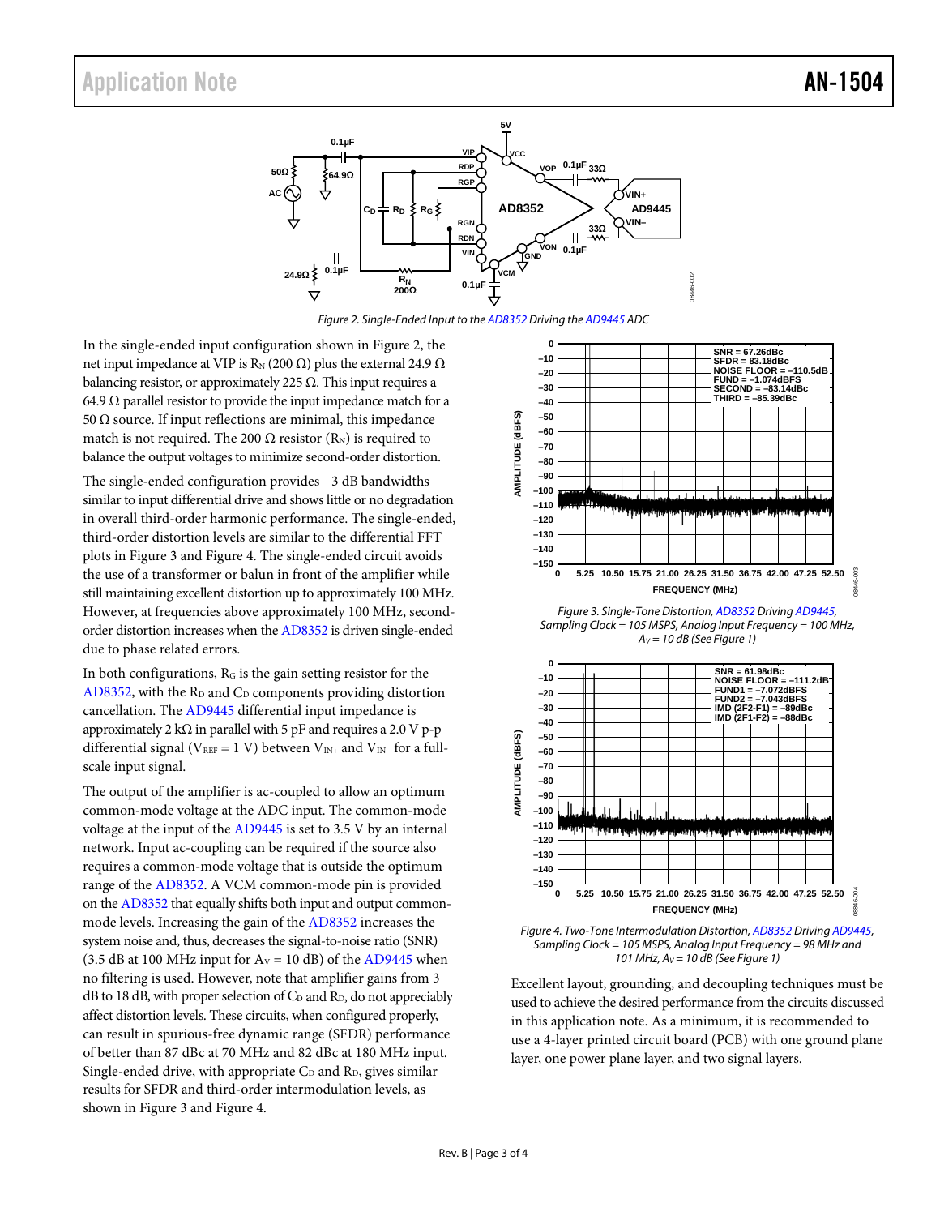Figure 2. Single-Ended Input to the AD8352 Driving the AD9445 ADC

In the single-ended input configuration shown in Figure 2, the net input impedance at VIP is $R_N$ (200 Ω) plus the external 24.9 Ω balancing resistor, or approximately 225 Ω. This input requires a 64.9 Ω parallel resistor to provide the input impedance match for a 50 Ω source. If input reflections are minimal, this impedance match is not required. The 200 Ω resistor ($R_N$) is required to balance the output voltages to minimize second-order distortion.

The single-ended configuration provides −3 dB bandwidths similar to input differential drive and shows little or no degradation in overall third-order harmonic performance. The single-ended, third-order distortion levels are similar to the differential FFT plots in Figure 3 and Figure 4. The single-ended circuit avoids the use of a transformer or balun in front of the amplifier while still maintaining excellent distortion up to approximately 100 MHz. However, at frequencies above approximately 100 MHz, second-order distortion increases when the AD8352 is driven single-ended due to phase related errors.

In both configurations, $R_G$ is the gain setting resistor for the AD8352, with the $R_D$ and $C_D$ components providing distortion cancellation. The AD9445 differential input impedance is approximately 2 kΩ in parallel with 5 pF and requires a 2.0 V p-p differential signal ($V_{REF}$ = 1 V) between $V_{IN+}$ and $V_{IN-}$ for a full-scale input signal.

The output of the amplifier is ac-coupled to allow an optimum common-mode voltage at the ADC input. The common-mode voltage at the input of the AD9445 is set to 3.5 V by an internal network. Input ac-coupling can be required if the source also requires a common-mode voltage that is outside the optimum range of the AD8352. A VCM common-mode pin is provided on the AD8352 that equally shifts both input and output common-mode levels. Increasing the gain of the AD8352 increases the system noise and, thus, decreases the signal-to-noise ratio (SNR) (3.5 dB at 100 MHz input for $A_V$ = 10 dB) of the AD9445 when no filtering is used. However, note that amplifier gains from 3 dB to 18 dB, with proper selection of $C_D$ and $R_D$, do not appreciably affect distortion levels. These circuits, when configured properly, can result in spurious-free dynamic range (SFDR) performance of better than 87 dBc at 70 MHz and 82 dBc at 180 MHz input. Single-ended drive, with appropriate $C_D$ and $R_D$, gives similar results for SFDR and third-order intermodulation levels, as shown in Figure 3 and Figure 4.

Figure 3. Single-Tone Distortion, AD8352 Driving AD9445, Sampling Clock = 105 MSPS, Analog Input Frequency = 100 MHz, $A_V$ = 10 dB (See Figure 1)

Figure 4. Two-Tone Intermodulation Distortion, AD8352 Driving AD9445, Sampling Clock = 105 MSPS, Analog Input Frequency = 98 MHz and 101 MHz, $A_V$ = 10 dB (See Figure 1)

Excellent layout, grounding, and decoupling techniques must be used to achieve the desired performance from the circuits discussed in this application note. As a minimum, it is recommended to use a 4-layer printed circuit board (PCB) with one ground plane layer, one power plane layer, and two signal layers.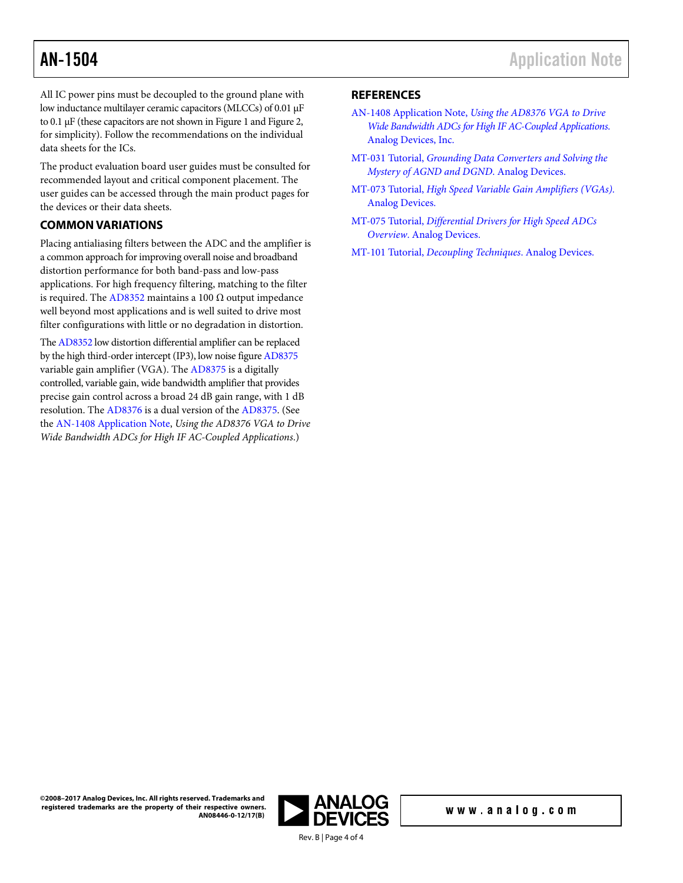All IC power pins must be decoupled to the ground plane with low inductance multilayer ceramic capacitors (MLCCs) of 0.01 µF to 0.1 µF (these capacitors are not shown in Figure 1 and Figure 2, for simplicity). Follow the recommendations on the individual data sheets for the ICs.

The product evaluation board user guides must be consulted for recommended layout and critical component placement. The user guides can be accessed through the main product pages for the devices or their data sheets.

## COMMON VARIATIONS

Placing antialiasing filters between the ADC and the amplifier is a common approach for improving overall noise and broadband distortion performance for both band-pass and low-pass applications. For high frequency filtering, matching to the filter is required. The AD8352 maintains a 100 Ω output impedance well beyond most applications and is well suited to drive most filter configurations with little or no degradation in distortion.

The AD8352 low distortion differential amplifier can be replaced by the high third-order intercept (IP3), low noise figure AD8375 variable gain amplifier (VGA). The AD8375 is a digitally controlled, variable gain, wide bandwidth amplifier that provides precise gain control across a broad 24 dB gain range, with 1 dB resolution. The AD8376 is a dual version of the AD8375. (See the AN-1408 Application Note, *Using the AD8376 VGA to Drive Wide Bandwidth ADCs for High IF AC-Coupled Applications*.)

## REFERENCES

AN-1408 Application Note, *Using the AD8376 VGA to Drive Wide Bandwidth ADCs for High IF AC-Coupled Applications*. Analog Devices, Inc.

MT-031 Tutorial, *Grounding Data Converters and Solving the Mystery of AGND and DGND*. Analog Devices.

MT-073 Tutorial, *High Speed Variable Gain Amplifiers (VGAs)*. Analog Devices.

MT-075 Tutorial, *Differential Drivers for High Speed ADCs Overview*. Analog Devices.

MT-101 Tutorial, *Decoupling Techniques*. Analog Devices.

**©2008–2017 Analog Devices, Inc. All rights reserved. Trademarks and registered trademarks are the property of their respective owners. AN08446-0-12/17(B)**